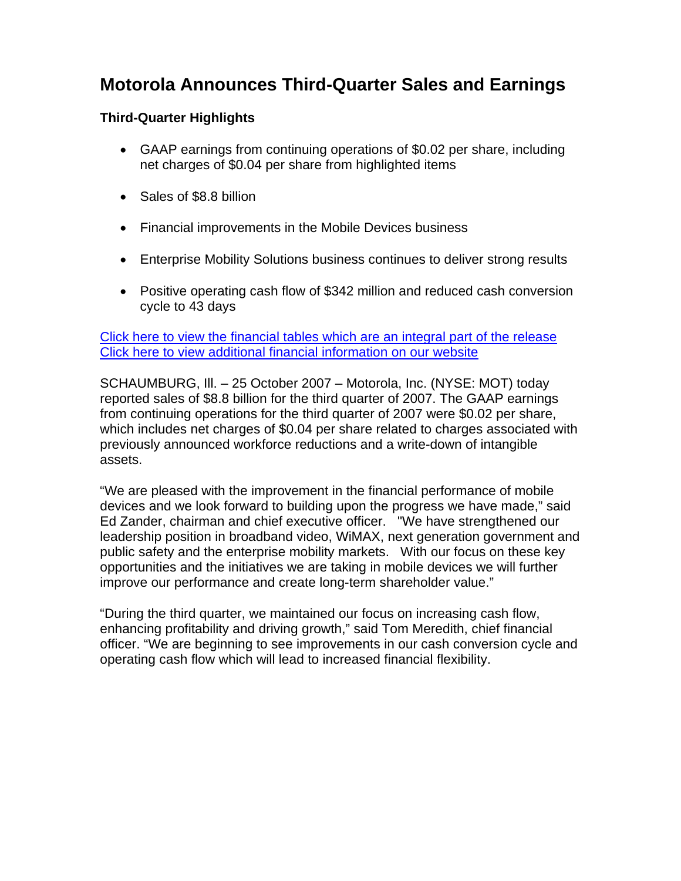# Motorola Announces Third-Quarter Sales and Earnings

### Third-Quarter Highlights

- GAAP earnings from continuing operations of $0.02 per share, including net charges of $0.04 per share from highlighted items
- Sales of $8.8 billion
- Financial improvements in the Mobile Devices business
- Enterprise Mobility Solutions business continues to deliver strong results
- Positive operating cash flow of $342 million and reduced cash conversion cycle to 43 days

Click here to view the financial tables which are an integral part of the release
Click here to view additional financial information on our website

SCHAUMBURG, Ill. – 25 October 2007 – Motorola, Inc. (NYSE: MOT) today reported sales of $8.8 billion for the third quarter of 2007. The GAAP earnings from continuing operations for the third quarter of 2007 were $0.02 per share, which includes net charges of $0.04 per share related to charges associated with previously announced workforce reductions and a write-down of intangible assets.

"We are pleased with the improvement in the financial performance of mobile devices and we look forward to building upon the progress we have made," said Ed Zander, chairman and chief executive officer. "We have strengthened our leadership position in broadband video, WiMAX, next generation government and public safety and the enterprise mobility markets. With our focus on these key opportunities and the initiatives we are taking in mobile devices we will further improve our performance and create long-term shareholder value."

"During the third quarter, we maintained our focus on increasing cash flow, enhancing profitability and driving growth," said Tom Meredith, chief financial officer. "We are beginning to see improvements in our cash conversion cycle and operating cash flow which will lead to increased financial flexibility.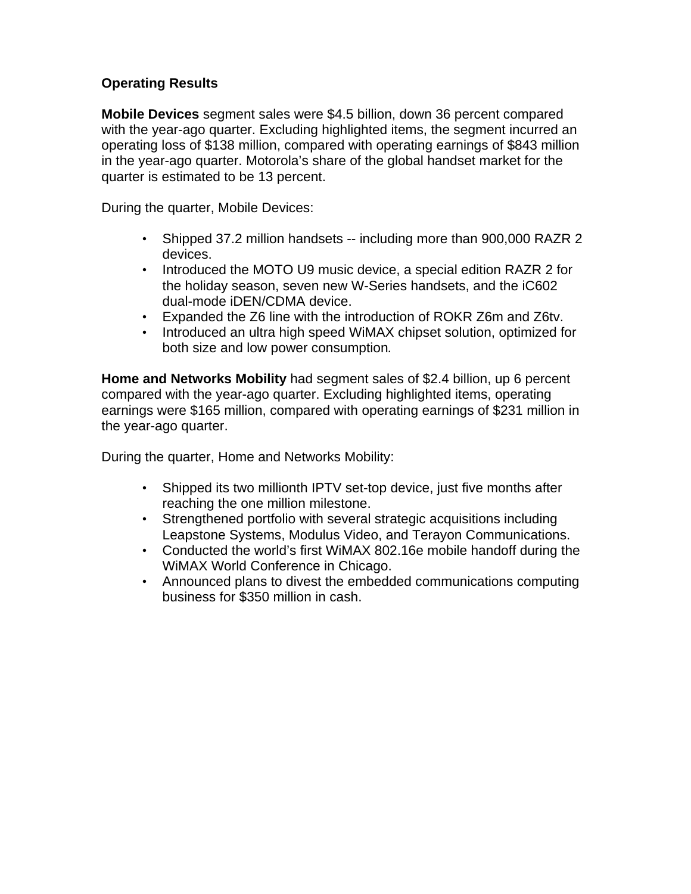## Operating Results

**Mobile Devices** segment sales were $4.5 billion, down 36 percent compared with the year-ago quarter. Excluding highlighted items, the segment incurred an operating loss of $138 million, compared with operating earnings of $843 million in the year-ago quarter. Motorola's share of the global handset market for the quarter is estimated to be 13 percent.

During the quarter, Mobile Devices:

- Shipped 37.2 million handsets -- including more than 900,000 RAZR 2 devices.
- Introduced the MOTO U9 music device, a special edition RAZR 2 for the holiday season, seven new W-Series handsets, and the iC602 dual-mode iDEN/CDMA device.
- Expanded the Z6 line with the introduction of ROKR Z6m and Z6tv.
- Introduced an ultra high speed WiMAX chipset solution, optimized for both size and low power consumption.

**Home and Networks Mobility** had segment sales of $2.4 billion, up 6 percent compared with the year-ago quarter. Excluding highlighted items, operating earnings were $165 million, compared with operating earnings of $231 million in the year-ago quarter.

During the quarter, Home and Networks Mobility:

- Shipped its two millionth IPTV set-top device, just five months after reaching the one million milestone.
- Strengthened portfolio with several strategic acquisitions including Leapstone Systems, Modulus Video, and Terayon Communications.
- Conducted the world's first WiMAX 802.16e mobile handoff during the WiMAX World Conference in Chicago.
- Announced plans to divest the embedded communications computing business for $350 million in cash.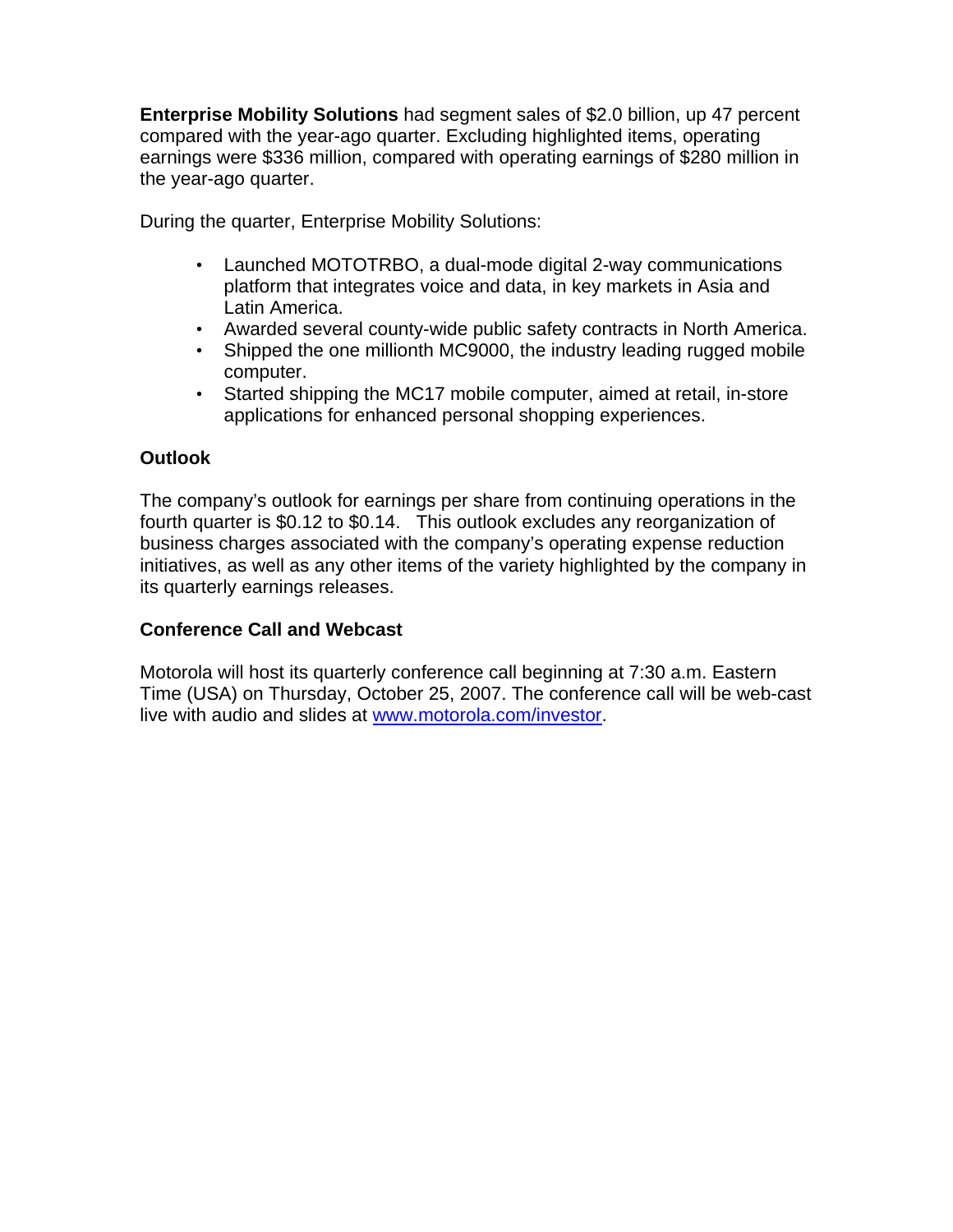**Enterprise Mobility Solutions** had segment sales of $2.0 billion, up 47 percent compared with the year-ago quarter. Excluding highlighted items, operating earnings were $336 million, compared with operating earnings of $280 million in the year-ago quarter.

During the quarter, Enterprise Mobility Solutions:

- Launched MOTOTRBO, a dual-mode digital 2-way communications platform that integrates voice and data, in key markets in Asia and Latin America.
- Awarded several county-wide public safety contracts in North America.
- Shipped the one millionth MC9000, the industry leading rugged mobile computer.
- Started shipping the MC17 mobile computer, aimed at retail, in-store applications for enhanced personal shopping experiences.

## Outlook

The company's outlook for earnings per share from continuing operations in the fourth quarter is $0.12 to $0.14. This outlook excludes any reorganization of business charges associated with the company's operating expense reduction initiatives, as well as any other items of the variety highlighted by the company in its quarterly earnings releases.

## Conference Call and Webcast

Motorola will host its quarterly conference call beginning at 7:30 a.m. Eastern Time (USA) on Thursday, October 25, 2007. The conference call will be web-cast live with audio and slides at www.motorola.com/investor.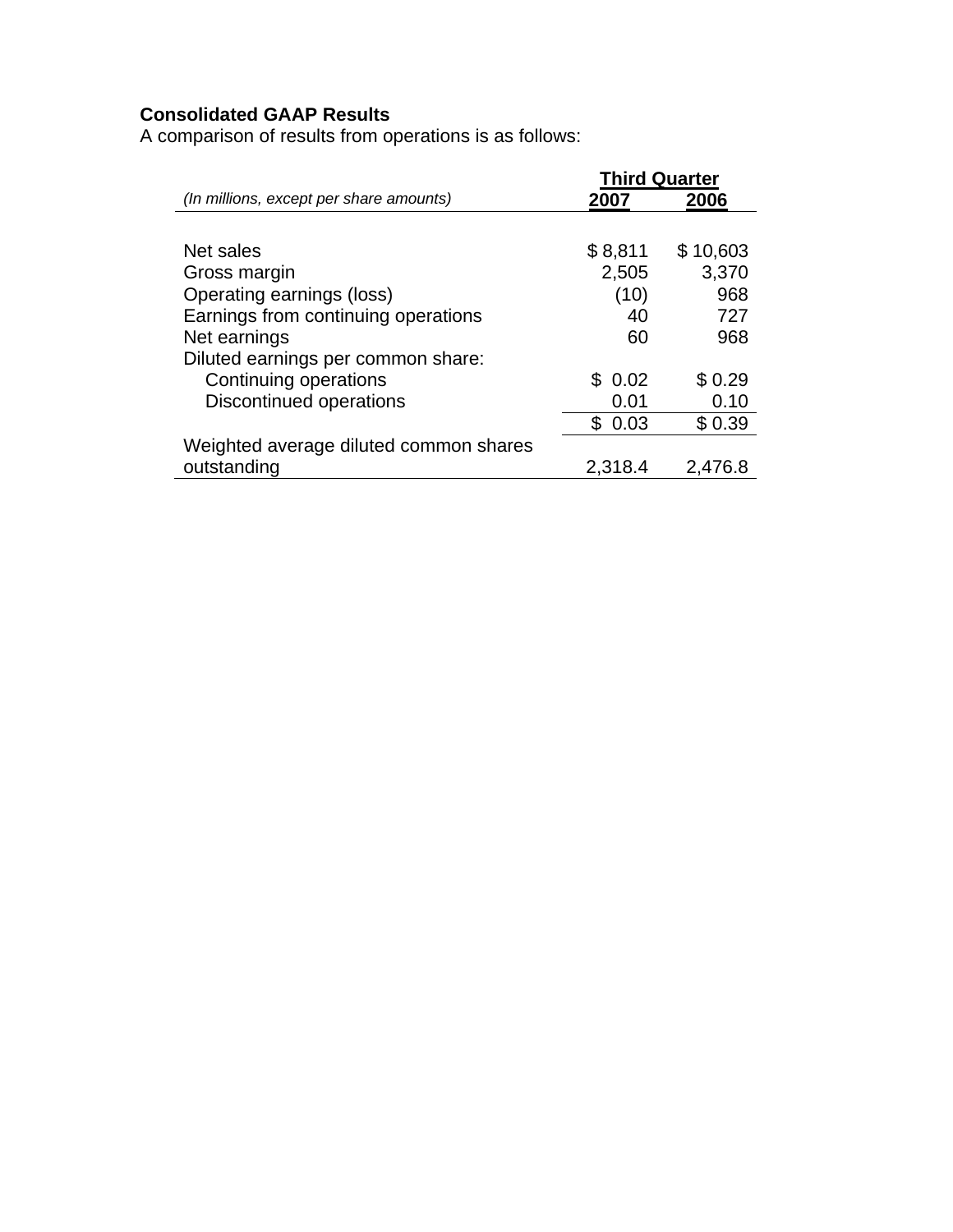**Consolidated GAAP Results**

A comparison of results from operations is as follows:

| *(In millions, except per share amounts)* | Third Quarter | |
|---|---|---|
| | 2007 | 2006 |
| Net sales | $ 8,811 | $ 10,603 |
| Gross margin | 2,505 | 3,370 |
| Operating earnings (loss) | (10) | 968 |
| Earnings from continuing operations | 40 | 727 |
| Net earnings | 60 | 968 |
| Diluted earnings per common share: | | |
| Continuing operations | $ 0.02 | $ 0.29 |
| Discontinued operations | 0.01 | 0.10 |
| | $ 0.03 | $ 0.39 |
| Weighted average diluted common shares outstanding | 2,318.4 | 2,476.8 |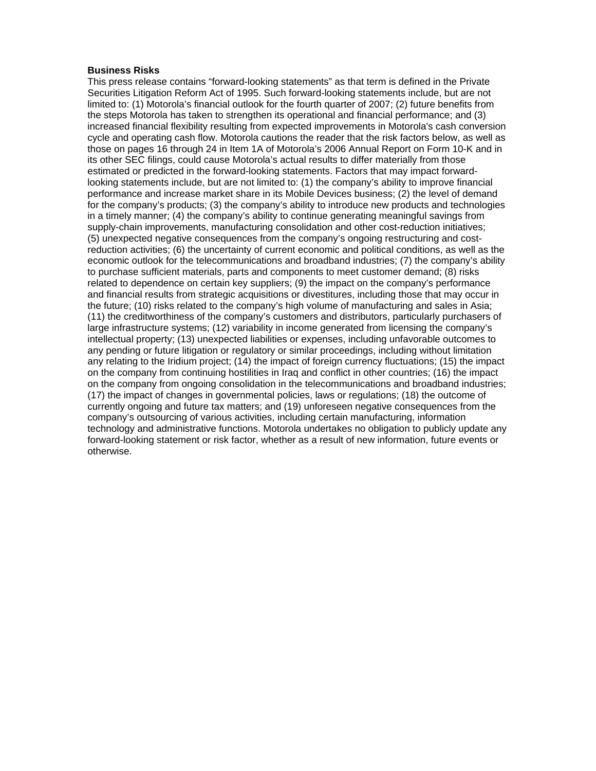**Business Risks**

This press release contains "forward-looking statements" as that term is defined in the Private Securities Litigation Reform Act of 1995. Such forward-looking statements include, but are not limited to: (1) Motorola's financial outlook for the fourth quarter of 2007; (2) future benefits from the steps Motorola has taken to strengthen its operational and financial performance; and (3) increased financial flexibility resulting from expected improvements in Motorola's cash conversion cycle and operating cash flow. Motorola cautions the reader that the risk factors below, as well as those on pages 16 through 24 in Item 1A of Motorola's 2006 Annual Report on Form 10-K and in its other SEC filings, could cause Motorola's actual results to differ materially from those estimated or predicted in the forward-looking statements. Factors that may impact forward-looking statements include, but are not limited to: (1) the company's ability to improve financial performance and increase market share in its Mobile Devices business; (2) the level of demand for the company's products; (3) the company's ability to introduce new products and technologies in a timely manner; (4) the company's ability to continue generating meaningful savings from supply-chain improvements, manufacturing consolidation and other cost-reduction initiatives; (5) unexpected negative consequences from the company's ongoing restructuring and cost-reduction activities; (6) the uncertainty of current economic and political conditions, as well as the economic outlook for the telecommunications and broadband industries; (7) the company's ability to purchase sufficient materials, parts and components to meet customer demand; (8) risks related to dependence on certain key suppliers; (9) the impact on the company's performance and financial results from strategic acquisitions or divestitures, including those that may occur in the future; (10) risks related to the company's high volume of manufacturing and sales in Asia; (11) the creditworthiness of the company's customers and distributors, particularly purchasers of large infrastructure systems; (12) variability in income generated from licensing the company's intellectual property; (13) unexpected liabilities or expenses, including unfavorable outcomes to any pending or future litigation or regulatory or similar proceedings, including without limitation any relating to the Iridium project; (14) the impact of foreign currency fluctuations; (15) the impact on the company from continuing hostilities in Iraq and conflict in other countries; (16) the impact on the company from ongoing consolidation in the telecommunications and broadband industries; (17) the impact of changes in governmental policies, laws or regulations; (18) the outcome of currently ongoing and future tax matters; and (19) unforeseen negative consequences from the company's outsourcing of various activities, including certain manufacturing, information technology and administrative functions. Motorola undertakes no obligation to publicly update any forward-looking statement or risk factor, whether as a result of new information, future events or otherwise.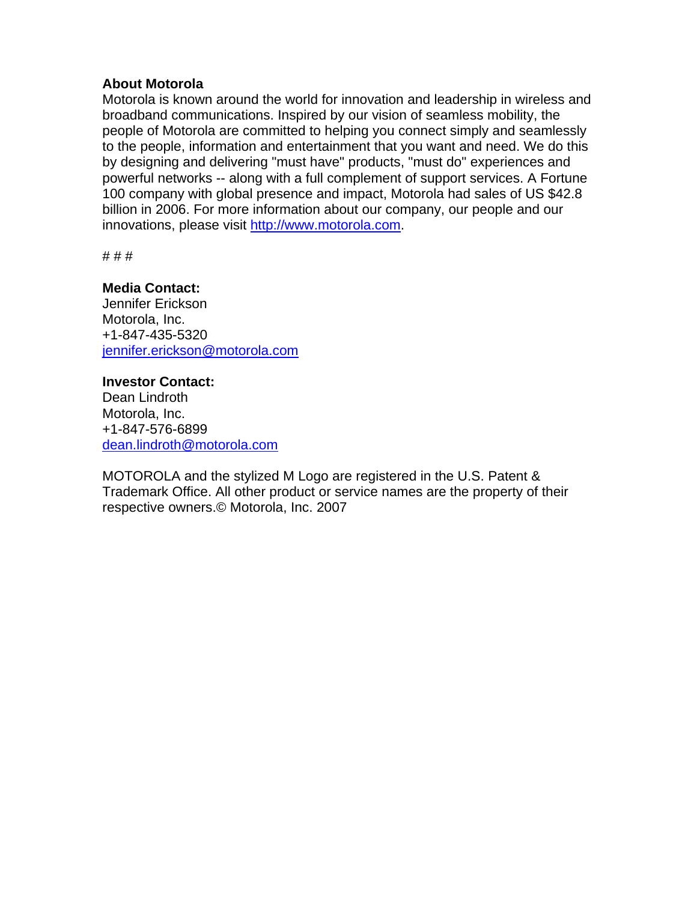**About Motorola**
Motorola is known around the world for innovation and leadership in wireless and broadband communications. Inspired by our vision of seamless mobility, the people of Motorola are committed to helping you connect simply and seamlessly to the people, information and entertainment that you want and need. We do this by designing and delivering "must have" products, "must do" experiences and powerful networks -- along with a full complement of support services. A Fortune 100 company with global presence and impact, Motorola had sales of US $42.8 billion in 2006. For more information about our company, our people and our innovations, please visit http://www.motorola.com.

# # #

**Media Contact:**
Jennifer Erickson
Motorola, Inc.
+1-847-435-5320
jennifer.erickson@motorola.com

**Investor Contact:**
Dean Lindroth
Motorola, Inc.
+1-847-576-6899
dean.lindroth@motorola.com

MOTOROLA and the stylized M Logo are registered in the U.S. Patent & Trademark Office. All other product or service names are the property of their respective owners.© Motorola, Inc. 2007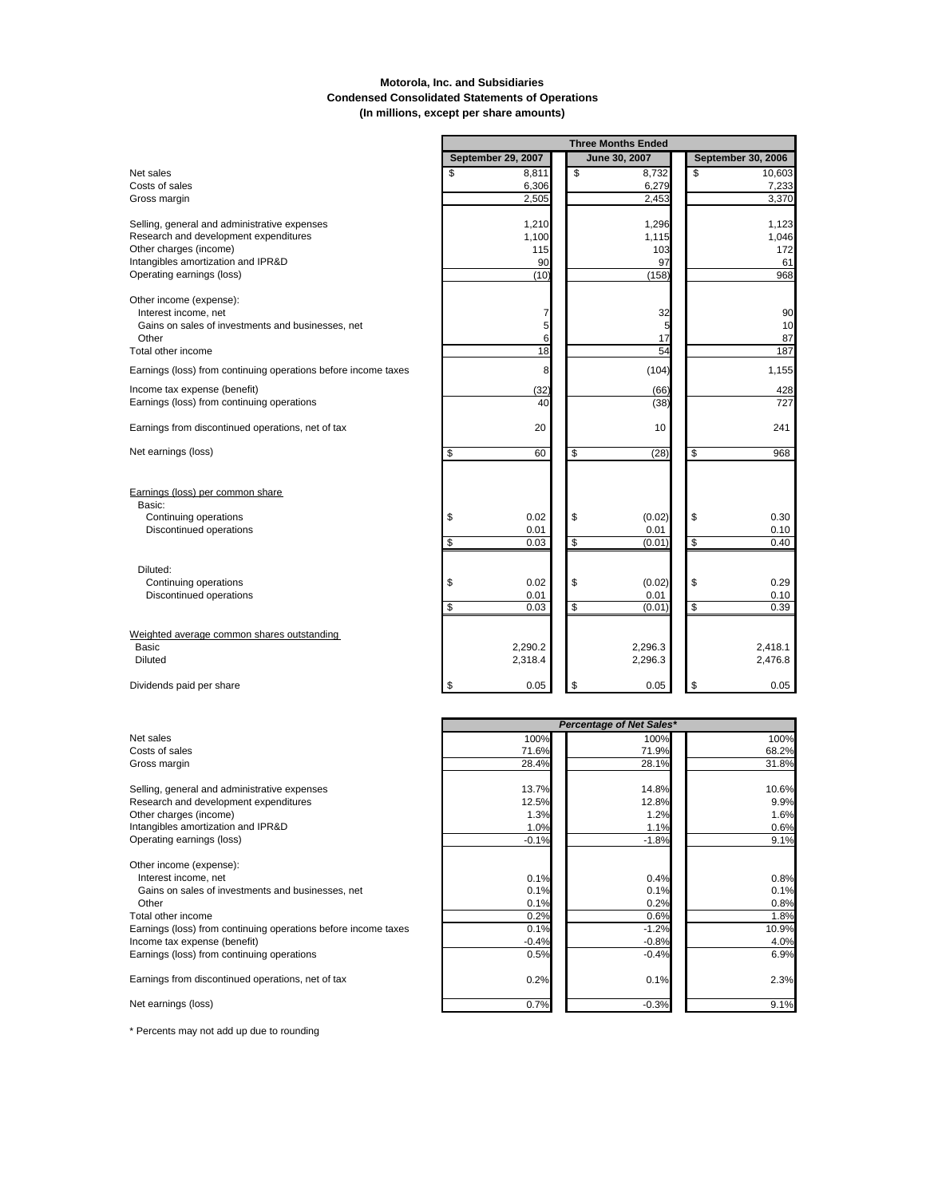**Motorola, Inc. and Subsidiaries**
**Condensed Consolidated Statements of Operations**
**(In millions, except per share amounts)**

| | Three Months Ended | | |
|---|---|---|---|
| | September 29, 2007 | June 30, 2007 | September 30, 2006 |
| Net sales | $ 8,811 | $ 8,732 | $ 10,603 |
| Costs of sales | 6,306 | 6,279 | 7,233 |
| Gross margin | 2,505 | 2,453 | 3,370 |
| | | | |
| Selling, general and administrative expenses | 1,210 | 1,296 | 1,123 |
| Research and development expenditures | 1,100 | 1,115 | 1,046 |
| Other charges (income) | 115 | 103 | 172 |
| Intangibles amortization and IPR&D | 90 | 97 | 61 |
| Operating earnings (loss) | (10) | (158) | 968 |
| | | | |
| Other income (expense): | | | |
| Interest income, net | 7 | 32 | 90 |
| Gains on sales of investments and businesses, net | 5 | 5 | 10 |
| Other | 6 | 17 | 87 |
| Total other income | 18 | 54 | 187 |
| Earnings (loss) from continuing operations before income taxes | 8 | (104) | 1,155 |
| Income tax expense (benefit) | (32) | (66) | 428 |
| Earnings (loss) from continuing operations | 40 | (38) | 727 |
| | | | |
| Earnings from discontinued operations, net of tax | 20 | 10 | 241 |
| | | | |
| Net earnings (loss) | $ 60 | $ (28) | $ 968 |
| | | | |
| Earnings (loss) per common share | | | |
| Basic: | | | |
| Continuing operations | $ 0.02 | $ (0.02) | $ 0.30 |
| Discontinued operations | 0.01 | 0.01 | 0.10 |
| | $ 0.03 | $ (0.01) | $ 0.40 |
| | | | |
| Diluted: | | | |
| Continuing operations | $ 0.02 | $ (0.02) | $ 0.29 |
| Discontinued operations | 0.01 | 0.01 | 0.10 |
| | $ 0.03 | $ (0.01) | $ 0.39 |
| | | | |
| Weighted average common shares outstanding | | | |
| Basic | 2,290.2 | 2,296.3 | 2,418.1 |
| Diluted | 2,318.4 | 2,296.3 | 2,476.8 |
| | | | |
| Dividends paid per share | $ 0.05 | $ 0.05 | $ 0.05 |

| | *Percentage of Net Sales** | | |
|---|---|---|---|
| Net sales | 100% | 100% | 100% |
| Costs of sales | 71.6% | 71.9% | 68.2% |
| Gross margin | 28.4% | 28.1% | 31.8% |
| | | | |
| Selling, general and administrative expenses | 13.7% | 14.8% | 10.6% |
| Research and development expenditures | 12.5% | 12.8% | 9.9% |
| Other charges (income) | 1.3% | 1.2% | 1.6% |
| Intangibles amortization and IPR&D | 1.0% | 1.1% | 0.6% |
| Operating earnings (loss) | -0.1% | -1.8% | 9.1% |
| | | | |
| Other income (expense): | | | |
| Interest income, net | 0.1% | 0.4% | 0.8% |
| Gains on sales of investments and businesses, net | 0.1% | 0.1% | 0.1% |
| Other | 0.1% | 0.2% | 0.8% |
| Total other income | 0.2% | 0.6% | 1.8% |
| Earnings (loss) from continuing operations before income taxes | 0.1% | -1.2% | 10.9% |
| Income tax expense (benefit) | -0.4% | -0.8% | 4.0% |
| Earnings (loss) from continuing operations | 0.5% | -0.4% | 6.9% |
| | | | |
| Earnings from discontinued operations, net of tax | 0.2% | 0.1% | 2.3% |
| | | | |
| Net earnings (loss) | 0.7% | -0.3% | 9.1% |

\* Percents may not add up due to rounding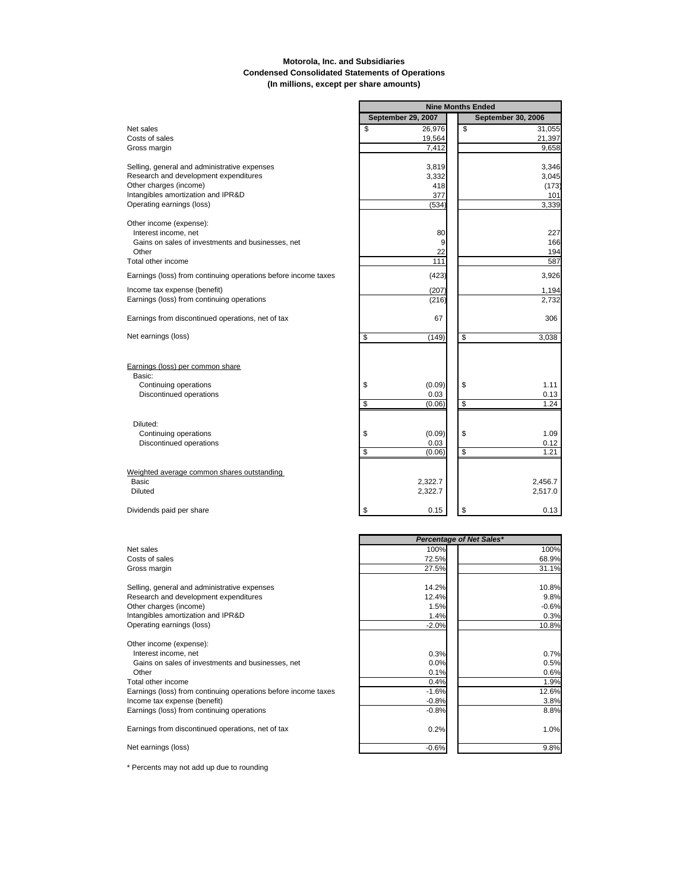**Motorola, Inc. and Subsidiaries**
**Condensed Consolidated Statements of Operations**
**(In millions, except per share amounts)**

| | Nine Months Ended | |
|---|---|---|
| | September 29, 2007 | September 30, 2006 |
| Net sales | $ 26,976 | $ 31,055 |
| Costs of sales | 19,564 | 21,397 |
| Gross margin | 7,412 | 9,658 |
| | | |
| Selling, general and administrative expenses | 3,819 | 3,346 |
| Research and development expenditures | 3,332 | 3,045 |
| Other charges (income) | 418 | (173) |
| Intangibles amortization and IPR&D | 377 | 101 |
| Operating earnings (loss) | (534) | 3,339 |
| | | |
| Other income (expense): | | |
| Interest income, net | 80 | 227 |
| Gains on sales of investments and businesses, net | 9 | 166 |
| Other | 22 | 194 |
| Total other income | 111 | 587 |
| Earnings (loss) from continuing operations before income taxes | (423) | 3,926 |
| Income tax expense (benefit) | (207) | 1,194 |
| Earnings (loss) from continuing operations | (216) | 2,732 |
| | | |
| Earnings from discontinued operations, net of tax | 67 | 306 |
| | | |
| Net earnings (loss) | $ (149) | $ 3,038 |
| | | |
| Earnings (loss) per common share | | |
| Basic: | | |
| Continuing operations | $ (0.09) | $ 1.11 |
| Discontinued operations | 0.03 | 0.13 |
| | $ (0.06) | $ 1.24 |
| | | |
| Diluted: | | |
| Continuing operations | $ (0.09) | $ 1.09 |
| Discontinued operations | 0.03 | 0.12 |
| | $ (0.06) | $ 1.21 |
| | | |
| Weighted average common shares outstanding | | |
| Basic | 2,322.7 | 2,456.7 |
| Diluted | 2,322.7 | 2,517.0 |
| | | |
| Dividends paid per share | $ 0.15 | $ 0.13 |

| | *Percentage of Net Sales** | |
|---|---|---|
| Net sales | 100% | 100% |
| Costs of sales | 72.5% | 68.9% |
| Gross margin | 27.5% | 31.1% |
| | | |
| Selling, general and administrative expenses | 14.2% | 10.8% |
| Research and development expenditures | 12.4% | 9.8% |
| Other charges (income) | 1.5% | -0.6% |
| Intangibles amortization and IPR&D | 1.4% | 0.3% |
| Operating earnings (loss) | -2.0% | 10.8% |
| | | |
| Other income (expense): | | |
| Interest income, net | 0.3% | 0.7% |
| Gains on sales of investments and businesses, net | 0.0% | 0.5% |
| Other | 0.1% | 0.6% |
| Total other income | 0.4% | 1.9% |
| Earnings (loss) from continuing operations before income taxes | -1.6% | 12.6% |
| Income tax expense (benefit) | -0.8% | 3.8% |
| Earnings (loss) from continuing operations | -0.8% | 8.8% |
| | | |
| Earnings from discontinued operations, net of tax | 0.2% | 1.0% |
| | | |
| Net earnings (loss) | -0.6% | 9.8% |

* Percents may not add up due to rounding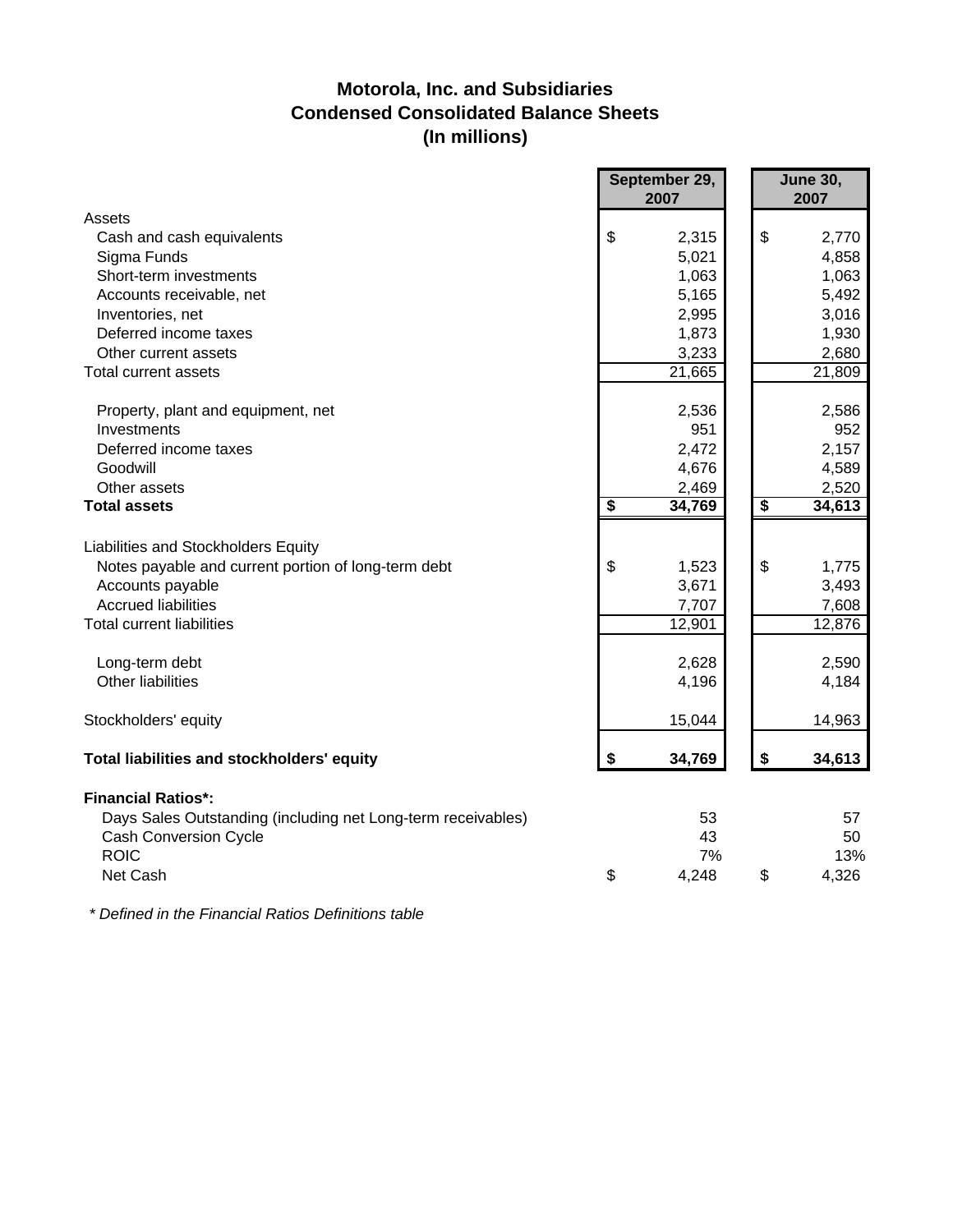# Motorola, Inc. and Subsidiaries
## Condensed Consolidated Balance Sheets
## (In millions)

| | September 29, 2007 | June 30, 2007 |
|---|---|---|
| Assets | | |
| Cash and cash equivalents | $ 2,315 | $ 2,770 |
| Sigma Funds | 5,021 | 4,858 |
| Short-term investments | 1,063 | 1,063 |
| Accounts receivable, net | 5,165 | 5,492 |
| Inventories, net | 2,995 | 3,016 |
| Deferred income taxes | 1,873 | 1,930 |
| Other current assets | 3,233 | 2,680 |
| Total current assets | 21,665 | 21,809 |
| Property, plant and equipment, net | 2,536 | 2,586 |
| Investments | 951 | 952 |
| Deferred income taxes | 2,472 | 2,157 |
| Goodwill | 4,676 | 4,589 |
| Other assets | 2,469 | 2,520 |
| **Total assets** | **$ 34,769** | **$ 34,613** |
| Liabilities and Stockholders Equity | | |
| Notes payable and current portion of long-term debt | $ 1,523 | $ 1,775 |
| Accounts payable | 3,671 | 3,493 |
| Accrued liabilities | 7,707 | 7,608 |
| Total current liabilities | 12,901 | 12,876 |
| Long-term debt | 2,628 | 2,590 |
| Other liabilities | 4,196 | 4,184 |
| Stockholders' equity | 15,044 | 14,963 |
| **Total liabilities and stockholders' equity** | **$ 34,769** | **$ 34,613** |
| **Financial Ratios*:** | | |
| Days Sales Outstanding (including net Long-term receivables) | 53 | 57 |
| Cash Conversion Cycle | 43 | 50 |
| ROIC | 7% | 13% |
| Net Cash | $ 4,248 | $ 4,326 |

*\* Defined in the Financial Ratios Definitions table*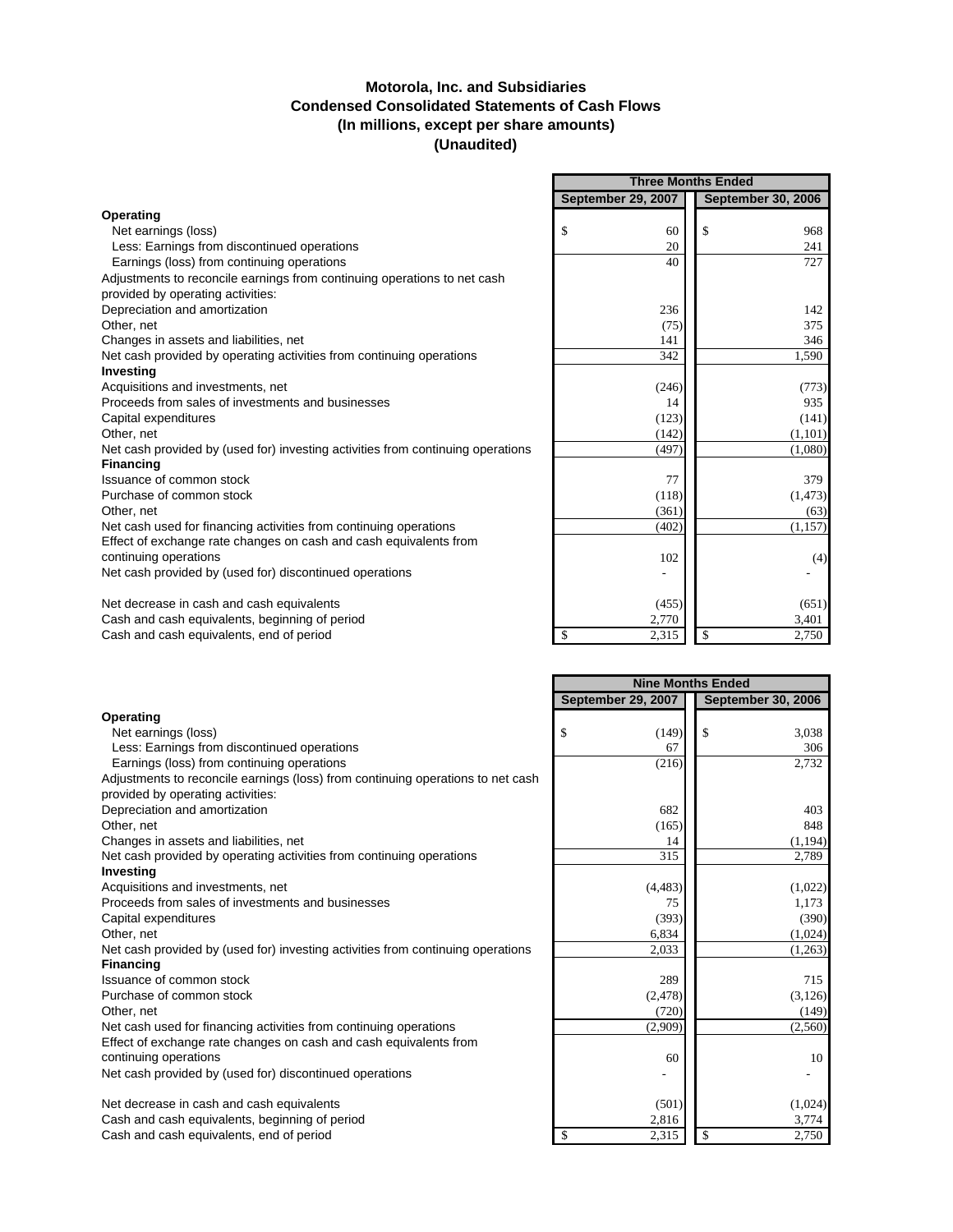**Motorola, Inc. and Subsidiaries**
**Condensed Consolidated Statements of Cash Flows**
**(In millions, except per share amounts)**
**(Unaudited)**

| | Three Months Ended | |
|---|---|---|
| | September 29, 2007 | September 30, 2006 |
| **Operating** | | |
| Net earnings (loss) | $ 60 | $ 968 |
| Less: Earnings from discontinued operations | 20 | 241 |
| Earnings (loss) from continuing operations | 40 | 727 |
| Adjustments to reconcile earnings from continuing operations to net cash provided by operating activities: | | |
| Depreciation and amortization | 236 | 142 |
| Other, net | (75) | 375 |
| Changes in assets and liabilities, net | 141 | 346 |
| Net cash provided by operating activities from continuing operations | 342 | 1,590 |
| **Investing** | | |
| Acquisitions and investments, net | (246) | (773) |
| Proceeds from sales of investments and businesses | 14 | 935 |
| Capital expenditures | (123) | (141) |
| Other, net | (142) | (1,101) |
| Net cash provided by (used for) investing activities from continuing operations | (497) | (1,080) |
| **Financing** | | |
| Issuance of common stock | 77 | 379 |
| Purchase of common stock | (118) | (1,473) |
| Other, net | (361) | (63) |
| Net cash used for financing activities from continuing operations | (402) | (1,157) |
| Effect of exchange rate changes on cash and cash equivalents from continuing operations | 102 | (4) |
| Net cash provided by (used for) discontinued operations | - | - |
| Net decrease in cash and cash equivalents | (455) | (651) |
| Cash and cash equivalents, beginning of period | 2,770 | 3,401 |
| Cash and cash equivalents, end of period | $ 2,315 | $ 2,750 |

| | Nine Months Ended | |
|---|---|---|
| | September 29, 2007 | September 30, 2006 |
| **Operating** | | |
| Net earnings (loss) | $ (149) | $ 3,038 |
| Less: Earnings from discontinued operations | 67 | 306 |
| Earnings (loss) from continuing operations | (216) | 2,732 |
| Adjustments to reconcile earnings (loss) from continuing operations to net cash provided by operating activities: | | |
| Depreciation and amortization | 682 | 403 |
| Other, net | (165) | 848 |
| Changes in assets and liabilities, net | 14 | (1,194) |
| Net cash provided by operating activities from continuing operations | 315 | 2,789 |
| **Investing** | | |
| Acquisitions and investments, net | (4,483) | (1,022) |
| Proceeds from sales of investments and businesses | 75 | 1,173 |
| Capital expenditures | (393) | (390) |
| Other, net | 6,834 | (1,024) |
| Net cash provided by (used for) investing activities from continuing operations | 2,033 | (1,263) |
| **Financing** | | |
| Issuance of common stock | 289 | 715 |
| Purchase of common stock | (2,478) | (3,126) |
| Other, net | (720) | (149) |
| Net cash used for financing activities from continuing operations | (2,909) | (2,560) |
| Effect of exchange rate changes on cash and cash equivalents from continuing operations | 60 | 10 |
| Net cash provided by (used for) discontinued operations | - | - |
| Net decrease in cash and cash equivalents | (501) | (1,024) |
| Cash and cash equivalents, beginning of period | 2,816 | 3,774 |
| Cash and cash equivalents, end of period | $ 2,315 | $ 2,750 |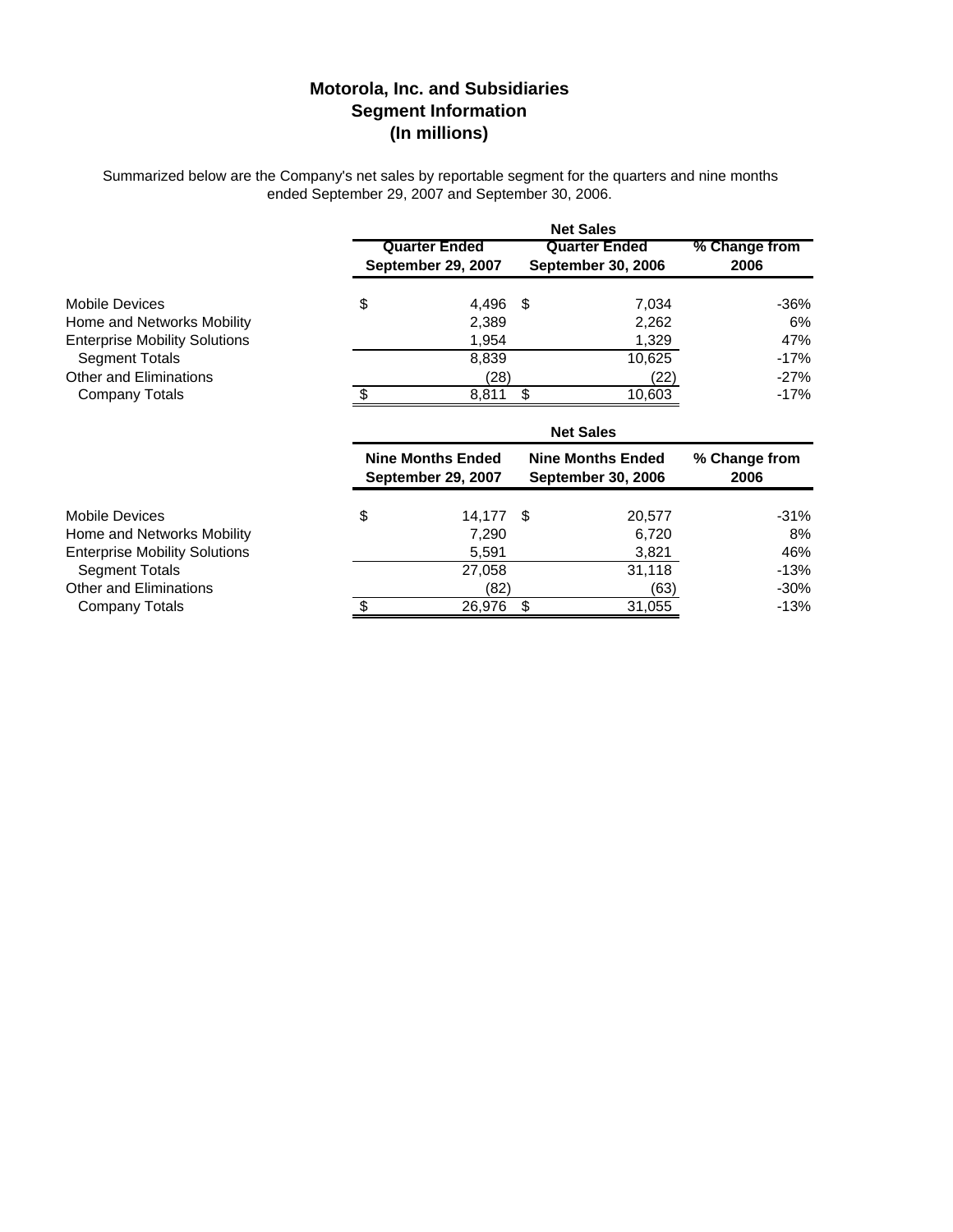# Motorola, Inc. and Subsidiaries
## Segment Information
## (In millions)

Summarized below are the Company's net sales by reportable segment for the quarters and nine months ended September 29, 2007 and September 30, 2006.

| | Net Sales | | |
|---|---|---|---|
| | Quarter Ended September 29, 2007 | Quarter Ended September 30, 2006 | % Change from 2006 |
| Mobile Devices | $ 4,496 | $ 7,034 | -36% |
| Home and Networks Mobility | 2,389 | 2,262 | 6% |
| Enterprise Mobility Solutions | 1,954 | 1,329 | 47% |
| Segment Totals | 8,839 | 10,625 | -17% |
| Other and Eliminations | (28) | (22) | -27% |
| Company Totals | $ 8,811 | $ 10,603 | -17% |

| | Net Sales | | |
|---|---|---|---|
| | Nine Months Ended September 29, 2007 | Nine Months Ended September 30, 2006 | % Change from 2006 |
| Mobile Devices | $ 14,177 | $ 20,577 | -31% |
| Home and Networks Mobility | 7,290 | 6,720 | 8% |
| Enterprise Mobility Solutions | 5,591 | 3,821 | 46% |
| Segment Totals | 27,058 | 31,118 | -13% |
| Other and Eliminations | (82) | (63) | -30% |
| Company Totals | $ 26,976 | $ 31,055 | -13% |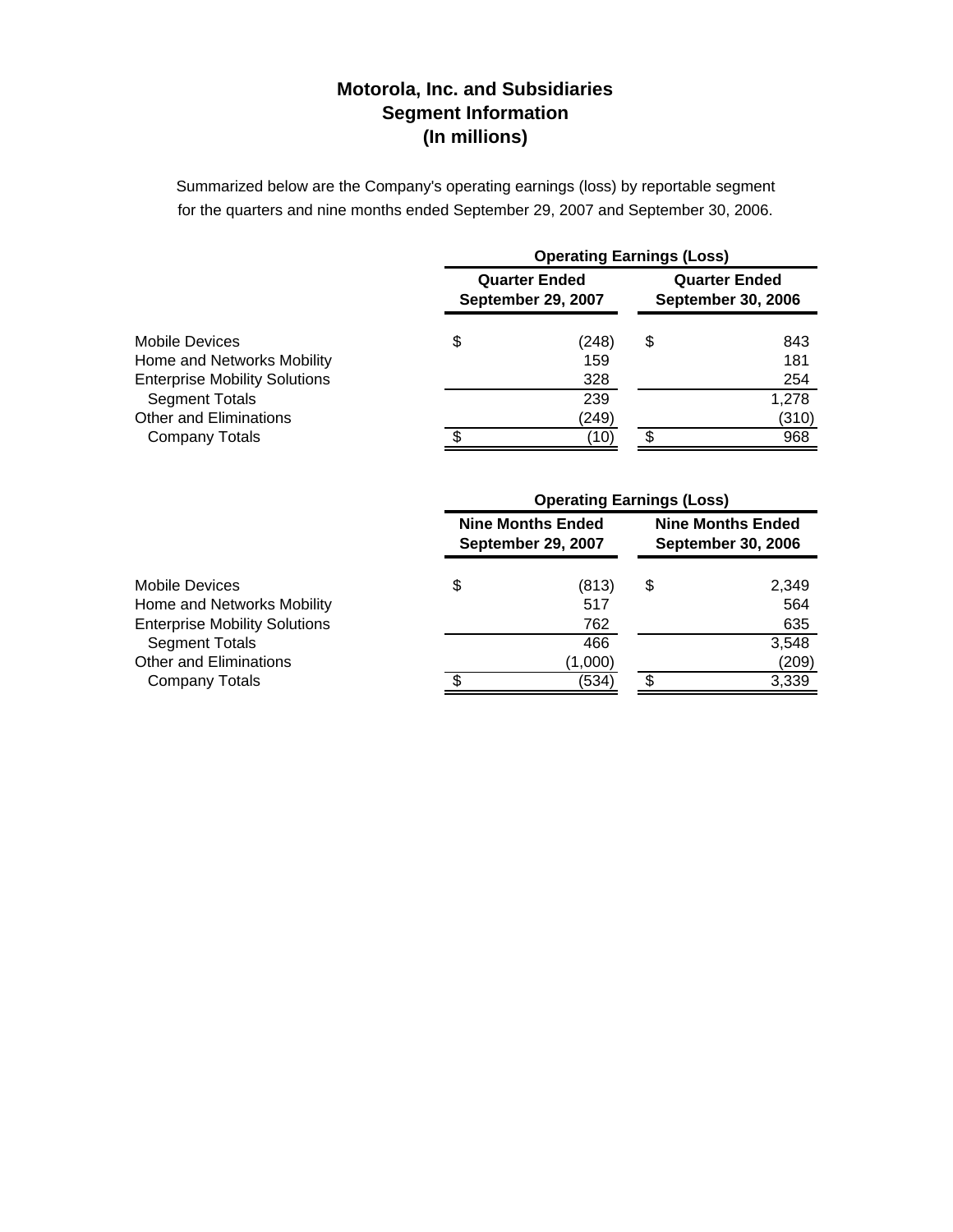# Motorola, Inc. and Subsidiaries
## Segment Information
## (In millions)

Summarized below are the Company's operating earnings (loss) by reportable segment for the quarters and nine months ended September 29, 2007 and September 30, 2006.

| | Operating Earnings (Loss) | |
|---|---|---|
| | Quarter Ended September 29, 2007 | Quarter Ended September 30, 2006 |
| Mobile Devices | $ (248) | $ 843 |
| Home and Networks Mobility | 159 | 181 |
| Enterprise Mobility Solutions | 328 | 254 |
| Segment Totals | 239 | 1,278 |
| Other and Eliminations | (249) | (310) |
| Company Totals | $ (10) | $ 968 |

| | Operating Earnings (Loss) | |
|---|---|---|
| | Nine Months Ended September 29, 2007 | Nine Months Ended September 30, 2006 |
| Mobile Devices | $ (813) | $ 2,349 |
| Home and Networks Mobility | 517 | 564 |
| Enterprise Mobility Solutions | 762 | 635 |
| Segment Totals | 466 | 3,548 |
| Other and Eliminations | (1,000) | (209) |
| Company Totals | $ (534) | $ 3,339 |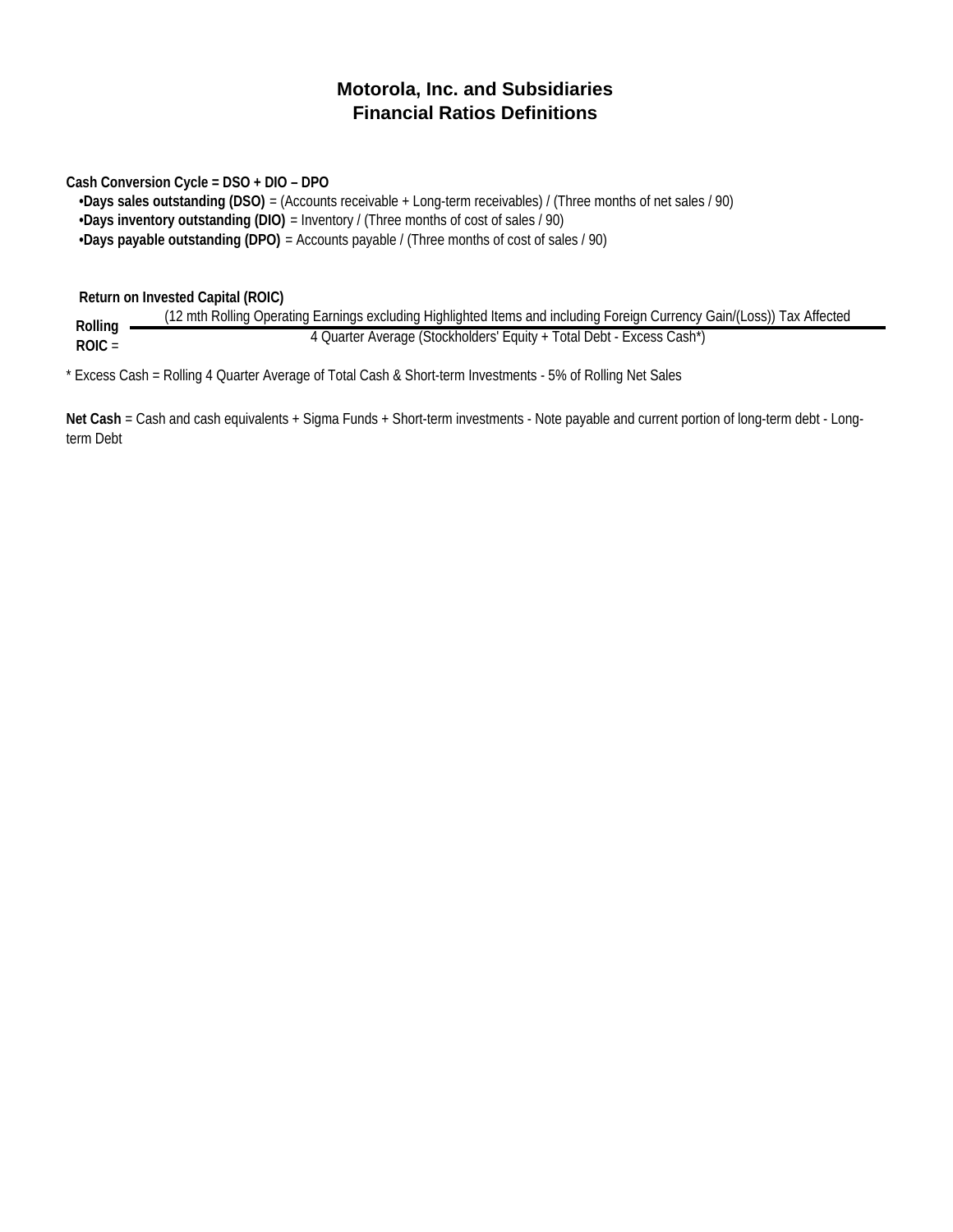# Motorola, Inc. and Subsidiaries
## Financial Ratios Definitions

**Cash Conversion Cycle = DSO + DIO – DPO**

- **Days sales outstanding (DSO)** = (Accounts receivable + Long-term receivables) / (Three months of net sales / 90)
- **Days inventory outstanding (DIO)** = Inventory / (Three months of cost of sales / 90)
- **Days payable outstanding (DPO)** = Accounts payable / (Three months of cost of sales / 90)

**Return on Invested Capital (ROIC)**

$$\textbf{Rolling ROIC} = \frac{\text{(12 mth Rolling Operating Earnings excluding Highlighted Items and including Foreign Currency Gain/(Loss)) Tax Affected}}{\text{4 Quarter Average (Stockholders' Equity + Total Debt - Excess Cash*)}}$$

* Excess Cash = Rolling 4 Quarter Average of Total Cash & Short-term Investments - 5% of Rolling Net Sales

**Net Cash** = Cash and cash equivalents + Sigma Funds + Short-term investments - Note payable and current portion of long-term debt - Long-term Debt